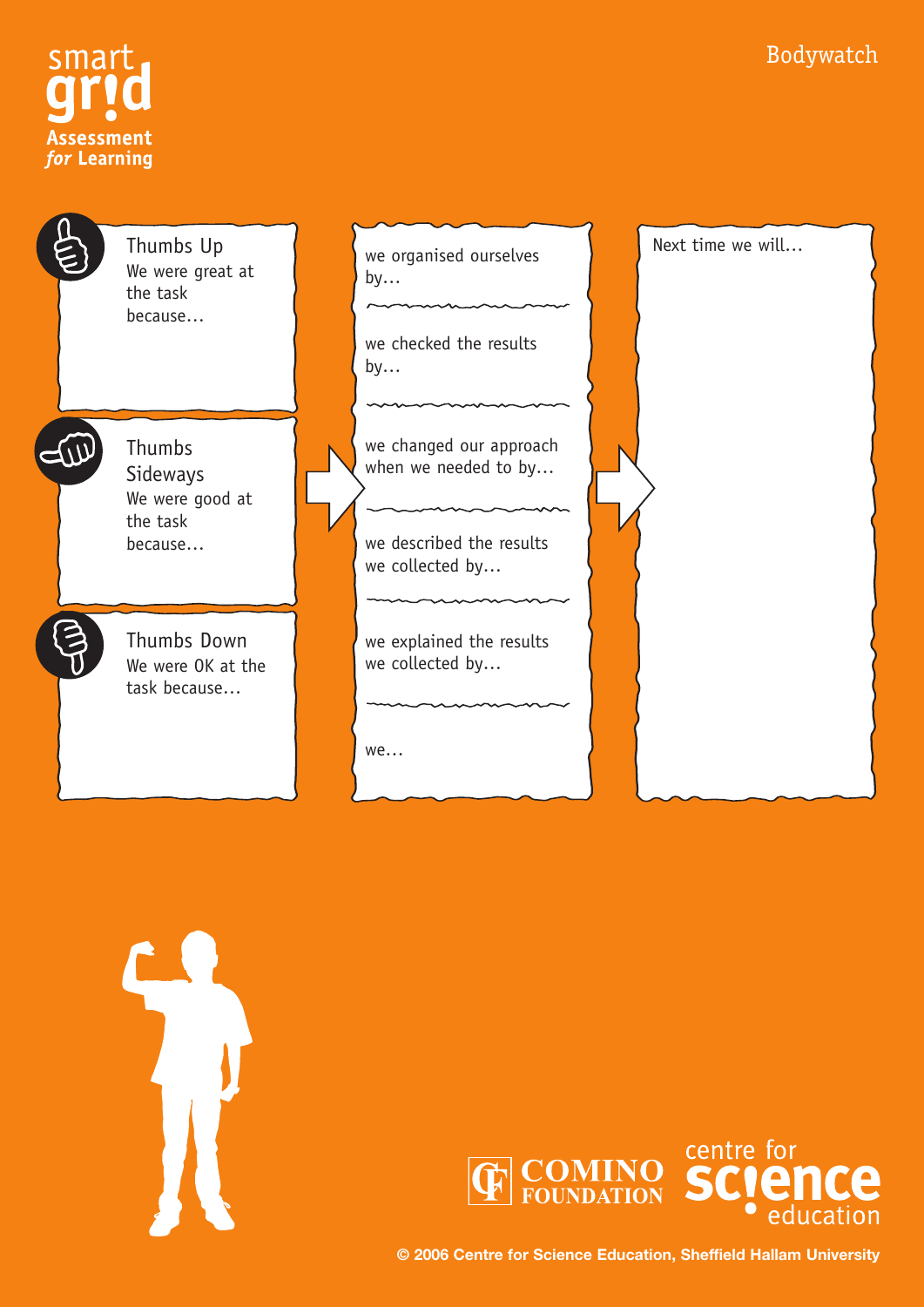smart grid

Assessment *for* Learning

Bodywatch

**Thumbs Up**
We were great at the task because…

**Thumbs Sideways**
We were good at the task because…

**Thumbs Down**
We were OK at the task because…

we organised ourselves by…

we checked the results by…

we changed our approach when we needed to by…

we described the results we collected by…

we explained the results we collected by…

we…

Next time we will…

COMINO FOUNDATION

centre for science education

© 2006 Centre for Science Education, Sheffield Hallam University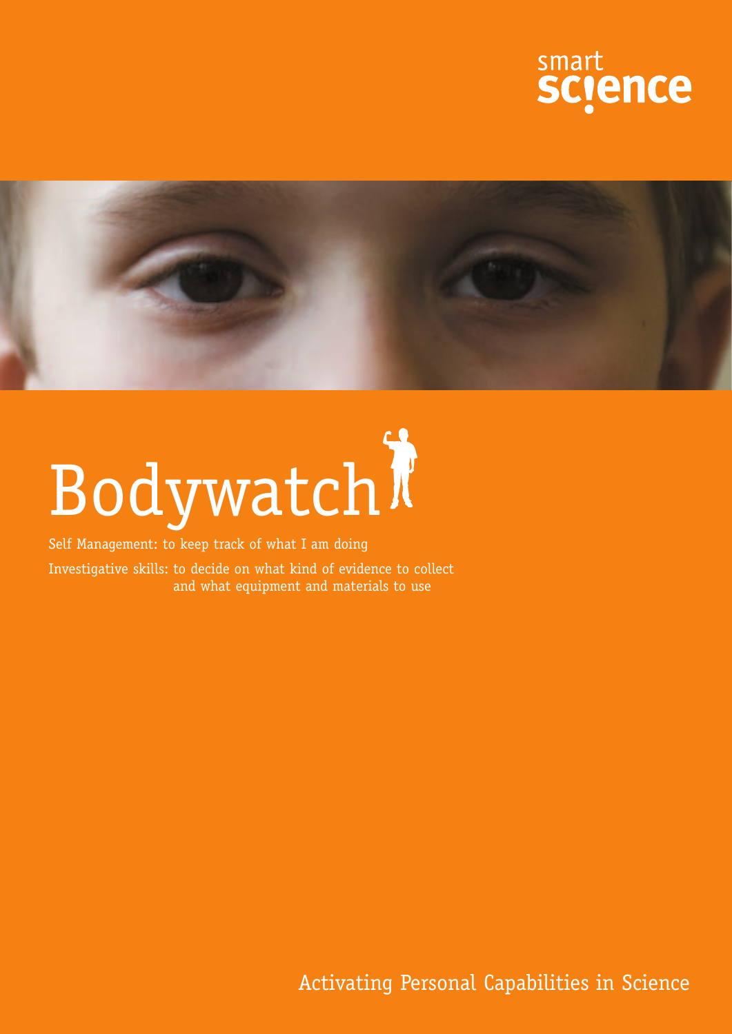smart science

# Bodywatch

Self Management: to keep track of what I am doing

Investigative skills: to decide on what kind of evidence to collect and what equipment and materials to use

Activating Personal Capabilities in Science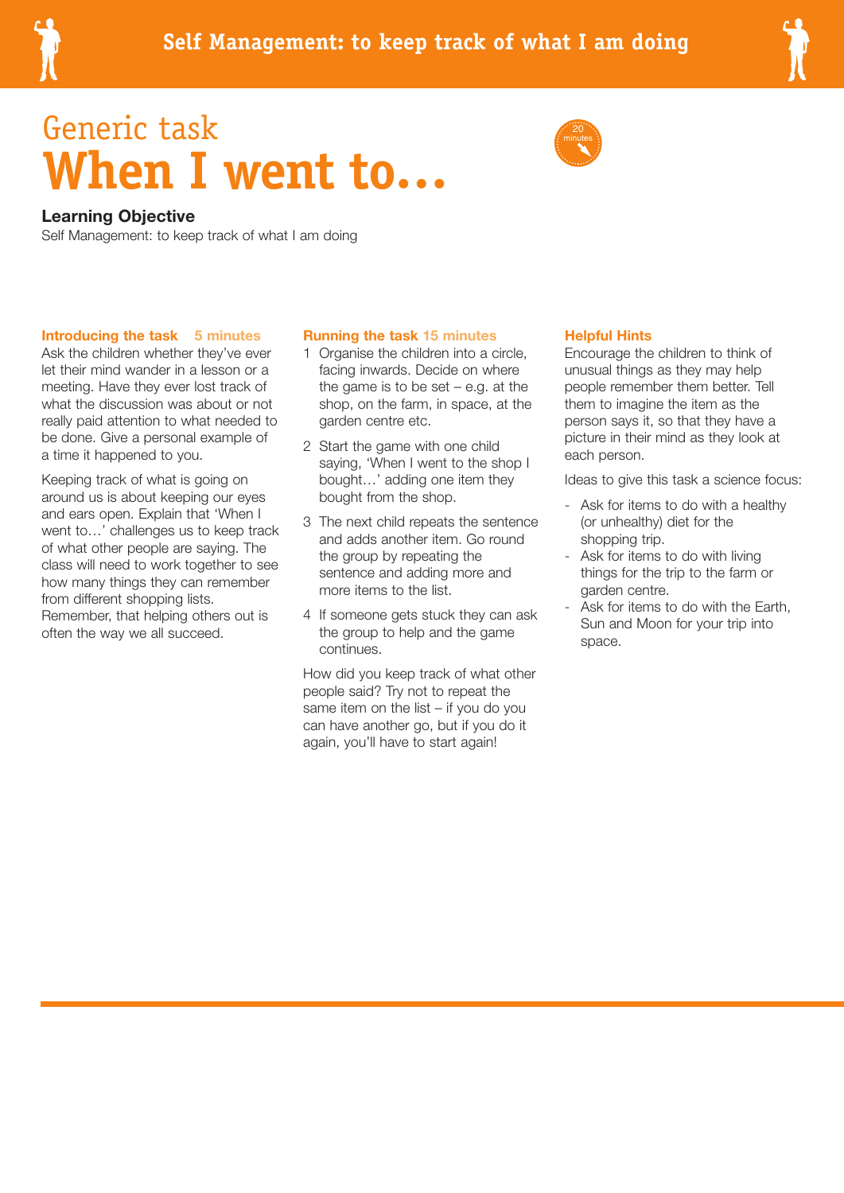# Generic task

# When I went to...

20 minutes

## Learning Objective

Self Management: to keep track of what I am doing

### Introducing the task 5 minutes

Ask the children whether they've ever let their mind wander in a lesson or a meeting. Have they ever lost track of what the discussion was about or not really paid attention to what needed to be done. Give a personal example of a time it happened to you.

Keeping track of what is going on around us is about keeping our eyes and ears open. Explain that 'When I went to…' challenges us to keep track of what other people are saying. The class will need to work together to see how many things they can remember from different shopping lists. Remember, that helping others out is often the way we all succeed.

### Running the task 15 minutes

1. Organise the children into a circle, facing inwards. Decide on where the game is to be set – e.g. at the shop, on the farm, in space, at the garden centre etc.
2. Start the game with one child saying, 'When I went to the shop I bought…' adding one item they bought from the shop.
3. The next child repeats the sentence and adds another item. Go round the group by repeating the sentence and adding more and more items to the list.
4. If someone gets stuck they can ask the group to help and the game continues.

How did you keep track of what other people said? Try not to repeat the same item on the list – if you do you can have another go, but if you do it again, you'll have to start again!

### Helpful Hints

Encourage the children to think of unusual things as they may help people remember them better. Tell them to imagine the item as the person says it, so that they have a picture in their mind as they look at each person.

Ideas to give this task a science focus:

- Ask for items to do with a healthy (or unhealthy) diet for the shopping trip.
- Ask for items to do with living things for the trip to the farm or garden centre.
- Ask for items to do with the Earth, Sun and Moon for your trip into space.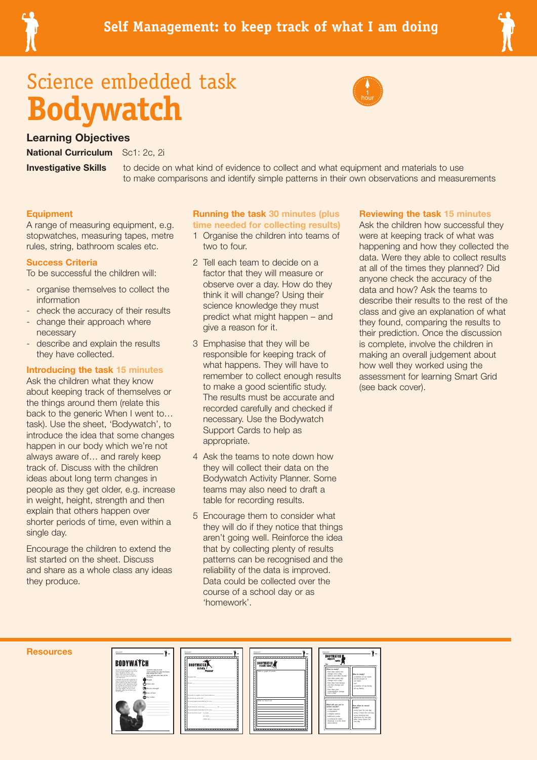# Self Management: to keep track of what I am doing

## Science embedded task
# Bodywatch

1 hour

### Learning Objectives

**National Curriculum** Sc1: 2c, 2i

**Investigative Skills** to decide on what kind of evidence to collect and what equipment and materials to use
to make comparisons and identify simple patterns in their own observations and measurements

#### Equipment

A range of measuring equipment, e.g. stopwatches, measuring tapes, metre rules, string, bathroom scales etc.

#### Success Criteria

To be successful the children will:

- organise themselves to collect the information
- check the accuracy of their results
- change their approach where necessary
- describe and explain the results they have collected.

#### Introducing the task 15 minutes

Ask the children what they know about keeping track of themselves or the things around them (relate this back to the generic When I went to… task). Use the sheet, 'Bodywatch', to introduce the idea that some changes happen in our body which we're not always aware of… and rarely keep track of. Discuss with the children ideas about long term changes in people as they get older, e.g. increase in weight, height, strength and then explain that others happen over shorter periods of time, even within a single day.

Encourage the children to extend the list started on the sheet. Discuss and share as a whole class any ideas they produce.

#### Running the task 30 minutes (plus time needed for collecting results)

1 Organise the children into teams of two to four.

2 Tell each team to decide on a factor that they will measure or observe over a day. How do they think it will change? Using their science knowledge they must predict what might happen – and give a reason for it.

3 Emphasise that they will be responsible for keeping track of what happens. They will have to remember to collect enough results to make a good scientific study. The results must be accurate and recorded carefully and checked if necessary. Use the Bodywatch Support Cards to help as appropriate.

4 Ask the teams to note down how they will collect their data on the Bodywatch Activity Planner. Some teams may also need to draft a table for recording results.

5 Encourage them to consider what they will do if they notice that things aren't going well. Reinforce the idea that by collecting plenty of results patterns can be recognised and the reliability of the data is improved. Data could be collected over the course of a school day or as 'homework'.

#### Reviewing the task 15 minutes

Ask the children how successful they were at keeping track of what was happening and how they collected the data. Were they able to collect results at all of the times they planned? Did anyone check the accuracy of the data and how? Ask the teams to describe their results to the rest of the class and give an explanation of what they found, comparing the results to their prediction. Once the discussion is complete, involve the children in making an overall judgement about how well they worked using the assessment for learning Smart Grid (see back cover).

#### Resources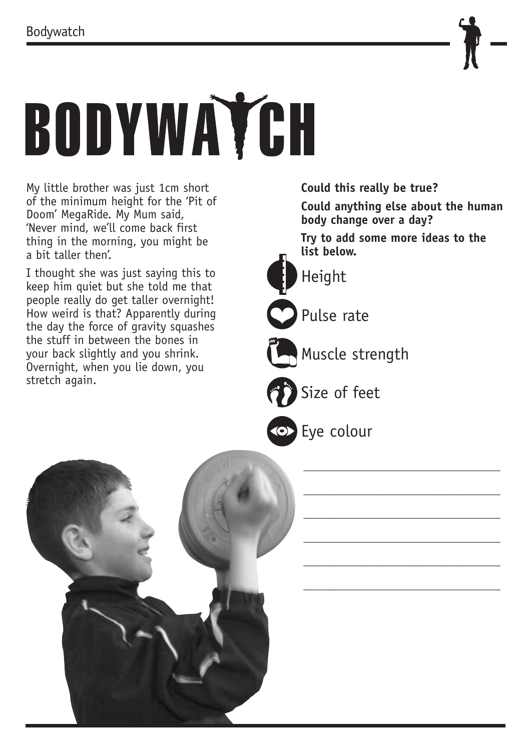# BODYWATCH

My little brother was just 1cm short of the minimum height for the 'Pit of Doom' MegaRide. My Mum said, 'Never mind, we'll come back first thing in the morning, you might be a bit taller then'.

I thought she was just saying this to keep him quiet but she told me that people really do get taller overnight! How weird is that? Apparently during the day the force of gravity squashes the stuff in between the bones in your back slightly and you shrink. Overnight, when you lie down, you stretch again.

**Could this really be true?**

**Could anything else about the human body change over a day?**

**Try to add some more ideas to the list below.**

- Height
- Pulse rate
- Muscle strength
- Size of feet
- Eye colour

______________________________

______________________________

______________________________

______________________________

______________________________

______________________________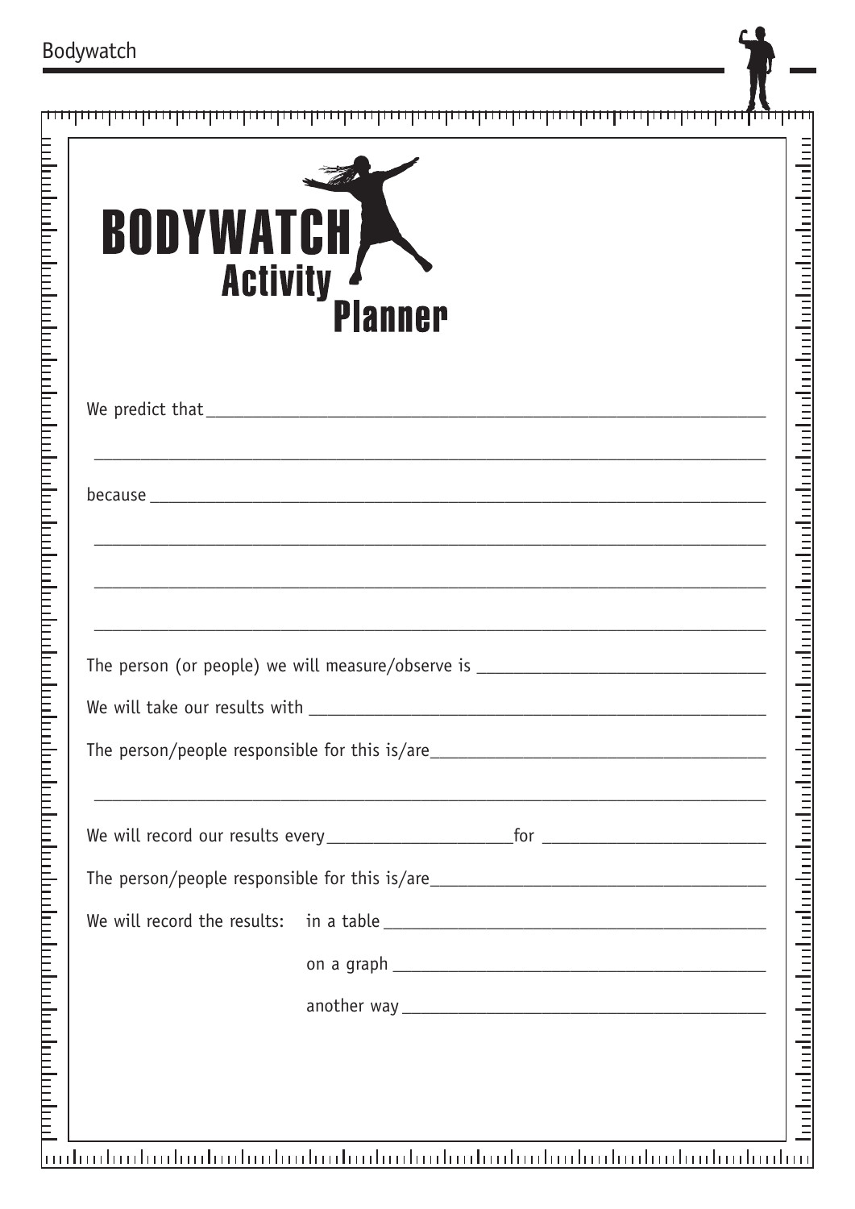# BODYWATCH Activity Planner

We predict that ______________________________________________________________

_____________________________________________________________________________

because ______________________________________________________________________

_____________________________________________________________________________

_____________________________________________________________________________

_____________________________________________________________________________

The person (or people) we will measure/observe is ______________________________

We will take our results with ___________________________________________________

The person/people responsible for this is/are__________________________________

_____________________________________________________________________________

We will record our results every____________________for ________________________

The person/people responsible for this is/are__________________________________

We will record the results: in a table _________________________________________

on a graph _____________________________________________________________

another way ____________________________________________________________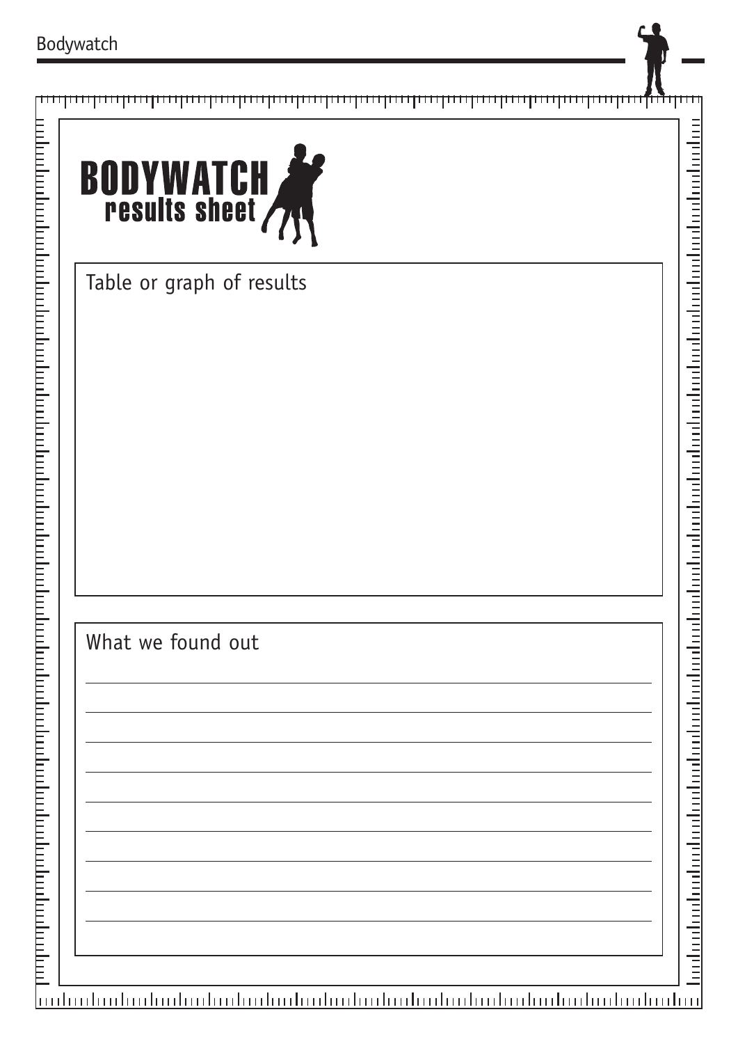# BODYWATCH results sheet

## Table or graph of results

## What we found out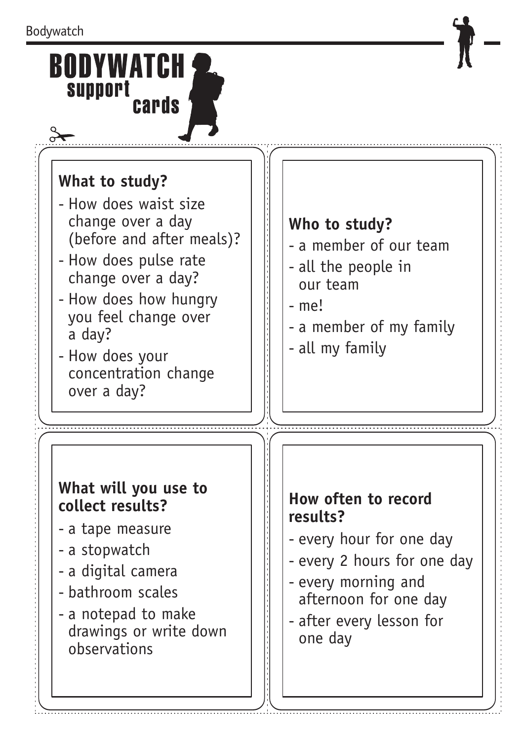# BODYWATCH support cards

### What to study?

- How does waist size change over a day (before and after meals)?
- How does pulse rate change over a day?
- How does how hungry you feel change over a day?
- How does your concentration change over a day?

### Who to study?

- a member of our team
- all the people in our team
- me!
- a member of my family
- all my family

### What will you use to collect results?

- a tape measure
- a stopwatch
- a digital camera
- bathroom scales
- a notepad to make drawings or write down observations

### How often to record results?

- every hour for one day
- every 2 hours for one day
- every morning and afternoon for one day
- after every lesson for one day